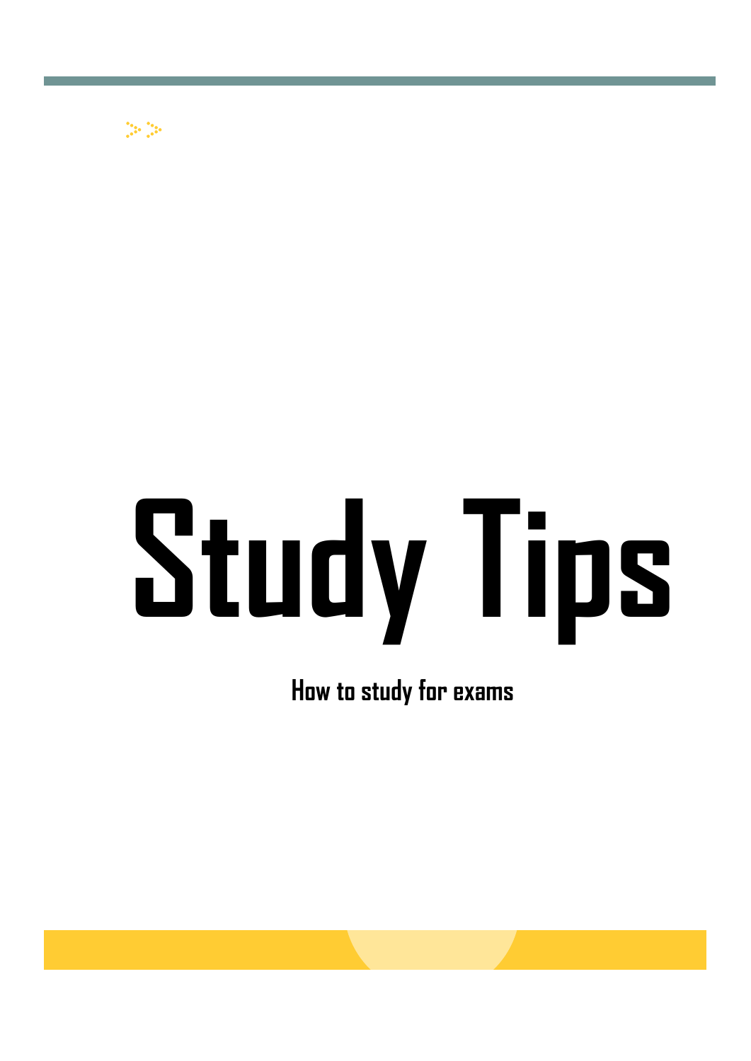# Study Tips

How to study for exams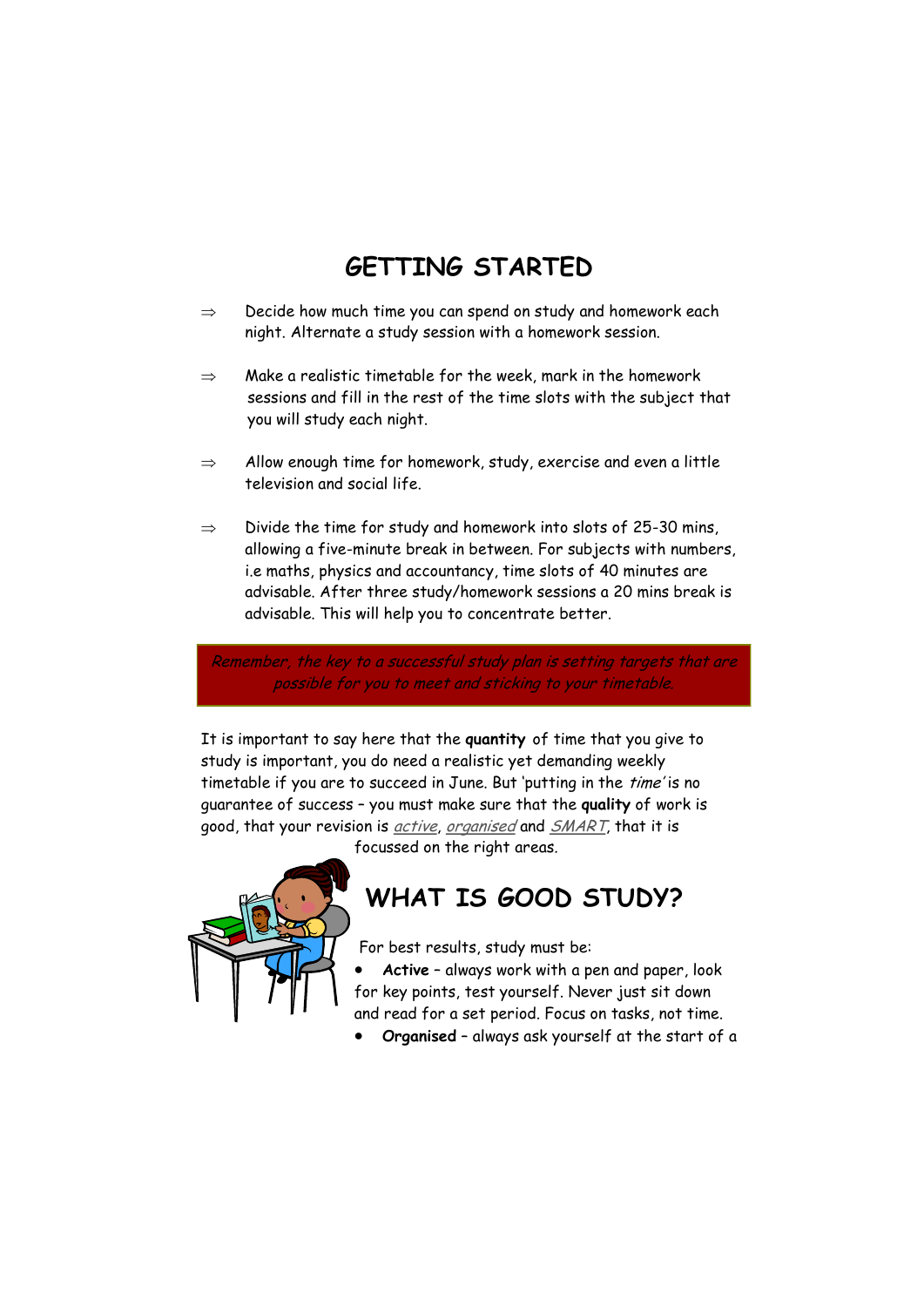# GETTING STARTED

⇒ Decide how much time you can spend on study and homework each night. Alternate a study session with a homework session.

⇒ Make a realistic timetable for the week, mark in the homework sessions and fill in the rest of the time slots with the subject that you will study each night.

⇒ Allow enough time for homework, study, exercise and even a little television and social life.

⇒ Divide the time for study and homework into slots of 25-30 mins, allowing a five-minute break in between. For subjects with numbers, i.e maths, physics and accountancy, time slots of 40 minutes are advisable. After three study/homework sessions a 20 mins break is advisable. This will help you to concentrate better.

*Remember, the key to a successful study plan is setting targets that are possible for you to meet and sticking to your timetable.*

It is important to say here that the **quantity** of time that you give to study is important, you do need a realistic yet demanding weekly timetable if you are to succeed in June. But 'putting in the *time'* is no guarantee of success – you must make sure that the **quality** of work is good, that your revision is *active*, *organised* and *SMART*, that it is focussed on the right areas.

## WHAT IS GOOD STUDY?

For best results, study must be:

- **Active** – always work with a pen and paper, look for key points, test yourself. Never just sit down and read for a set period. Focus on tasks, not time.
- **Organised** – always ask yourself at the start of a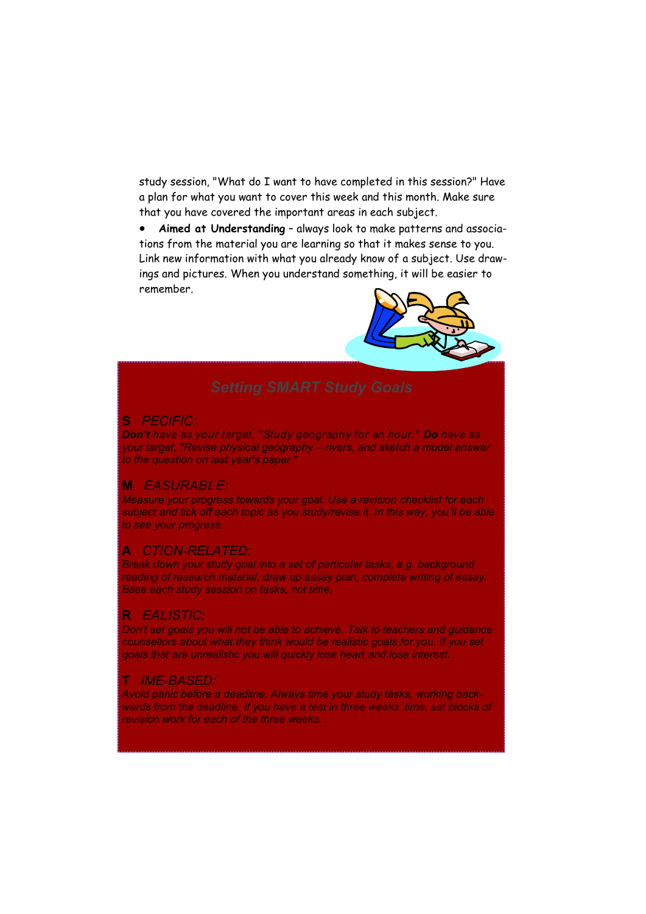study session, "What do I want to have completed in this session?" Have a plan for what you want to cover this week and this month. Make sure that you have covered the important areas in each subject.

- **Aimed at Understanding** – always look to make patterns and associations from the material you are learning so that it makes sense to you. Link new information with what you already know of a subject. Use drawings and pictures. When you understand something, it will be easier to remember.

## Setting SMART Study Goals

**S** *PECIFIC:*

***Don't*** *have as your target, "Study geography for an hour."* ***Do*** *have as your target, "Revise physical geography – rivers, and sketch a model answer to the question on last year's paper."*

**M** *EASURABLE:*

*Measure your progress towards your goal. Use a revision checklist for each subject and tick off each topic as you study/revise it. In this way, you'll be able to see your progress.*

**A** *CTION-RELATED:*

*Break down your study goal into a set of particular tasks, e.g. background reading of research material, draw up essay plan, complete writing of essay. Base each study session on tasks, not time.*

**R** *EALISTIC:*

*Don't set goals you will not be able to achieve. Talk to teachers and guidance counsellors about what they think would be realistic goals for you. If you set goals that are unrealistic you will quickly lose heart and lose interest.*

**T** *IME-BASED:*

*Avoid panic before a deadline. Always time your study tasks, working backwards from the deadline. If you have a test in three weeks' time, set blocks of revision work for each of the three weeks.*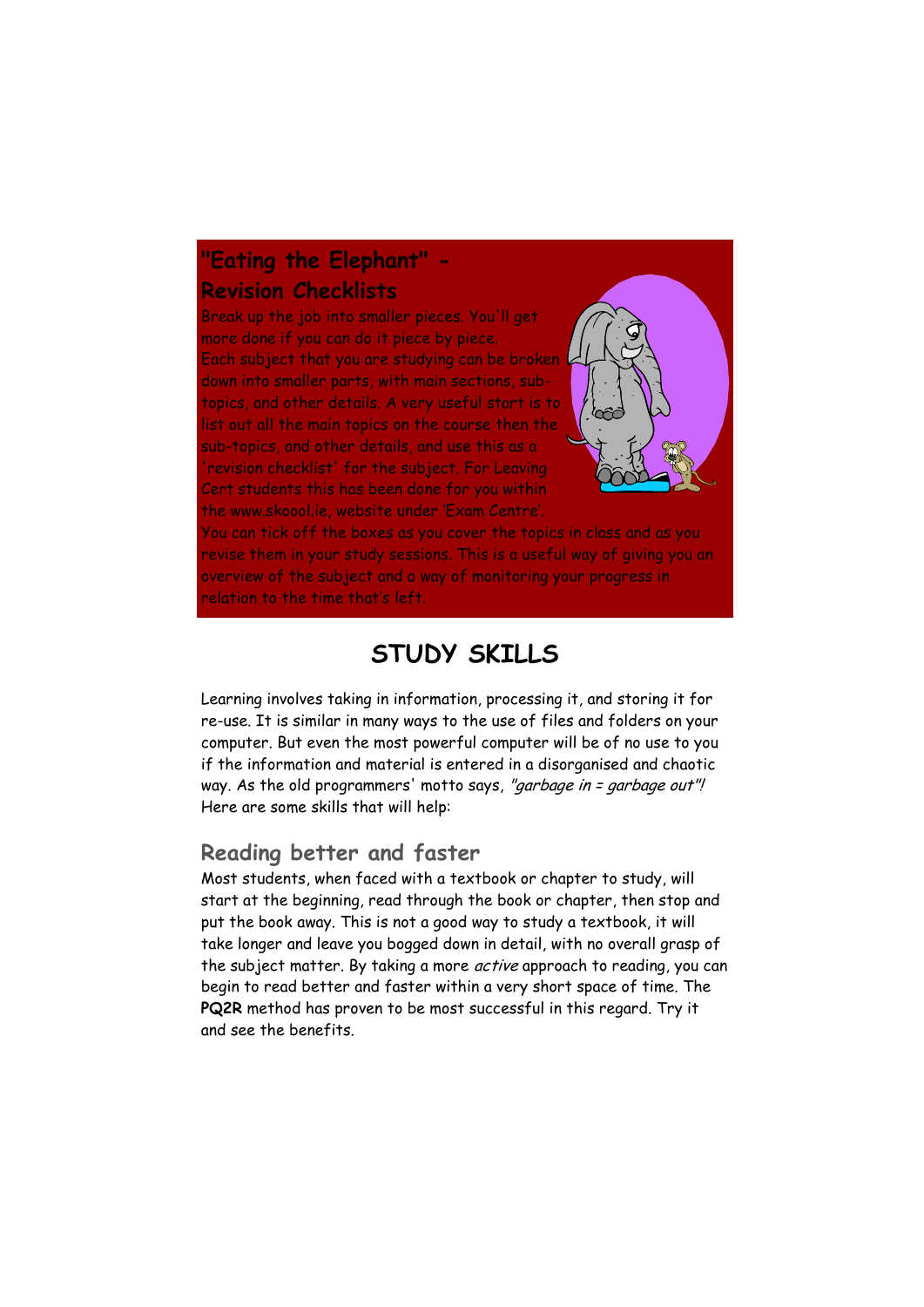## "Eating the Elephant" - Revision Checklists

Break up the job into smaller pieces. You'll get more done if you can do it piece by piece. Each subject that you are studying can be broken down into smaller parts, with main sections, sub-topics, and other details. A very useful start is to list out all the main topics on the course then the sub-topics, and other details, and use this as a 'revision checklist' for the subject. For Leaving Cert students this has been done for you within the www.skoool.ie, website under 'Exam Centre'. You can tick off the boxes as you cover the topics in class and as you revise them in your study sessions. This is a useful way of giving you an overview of the subject and a way of monitoring your progress in relation to the time that's left.

# STUDY SKILLS

Learning involves taking in information, processing it, and storing it for re-use. It is similar in many ways to the use of files and folders on your computer. But even the most powerful computer will be of no use to you if the information and material is entered in a disorganised and chaotic way. As the old programmers' motto says, *"garbage in = garbage out"!* Here are some skills that will help:

## Reading better and faster

Most students, when faced with a textbook or chapter to study, will start at the beginning, read through the book or chapter, then stop and put the book away. This is not a good way to study a textbook, it will take longer and leave you bogged down in detail, with no overall grasp of the subject matter. By taking a more *active* approach to reading, you can begin to read better and faster within a very short space of time. The **PQ2R** method has proven to be most successful in this regard. Try it and see the benefits.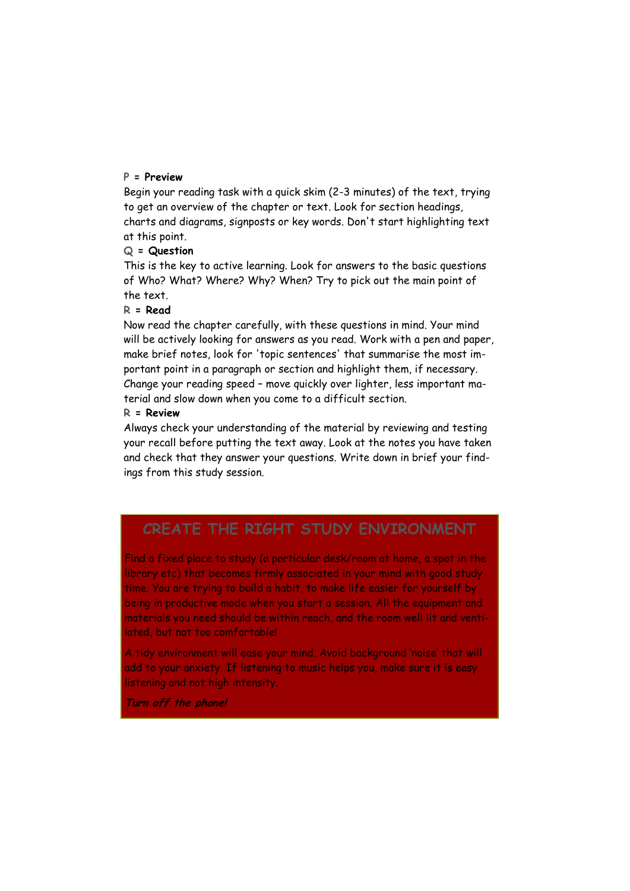**P = Preview**

Begin your reading task with a quick skim (2-3 minutes) of the text, trying to get an overview of the chapter or text. Look for section headings, charts and diagrams, signposts or key words. Don't start highlighting text at this point.

**Q = Question**

This is the key to active learning. Look for answers to the basic questions of Who? What? Where? Why? When? Try to pick out the main point of the text.

**R = Read**

Now read the chapter carefully, with these questions in mind. Your mind will be actively looking for answers as you read. Work with a pen and paper, make brief notes, look for 'topic sentences' that summarise the most important point in a paragraph or section and highlight them, if necessary. Change your reading speed – move quickly over lighter, less important material and slow down when you come to a difficult section.

**R = Review**

Always check your understanding of the material by reviewing and testing your recall before putting the text away. Look at the notes you have taken and check that they answer your questions. Write down in brief your findings from this study session.

## CREATE THE RIGHT STUDY ENVIRONMENT

Find a fixed place to study (a particular desk/room at home, a spot in the library etc) that becomes firmly associated in your mind with good study time. You are trying to build a habit, to make life easier for yourself by being in productive mode when you start a session. All the equipment and materials you need should be within reach, and the room well lit and ventilated, but not too comfortable!

A tidy environment will ease your mind. Avoid background 'noise' that will add to your anxiety. If listening to music helps you, make sure it is easy listening and not high intensity.

***Turn off the phone!***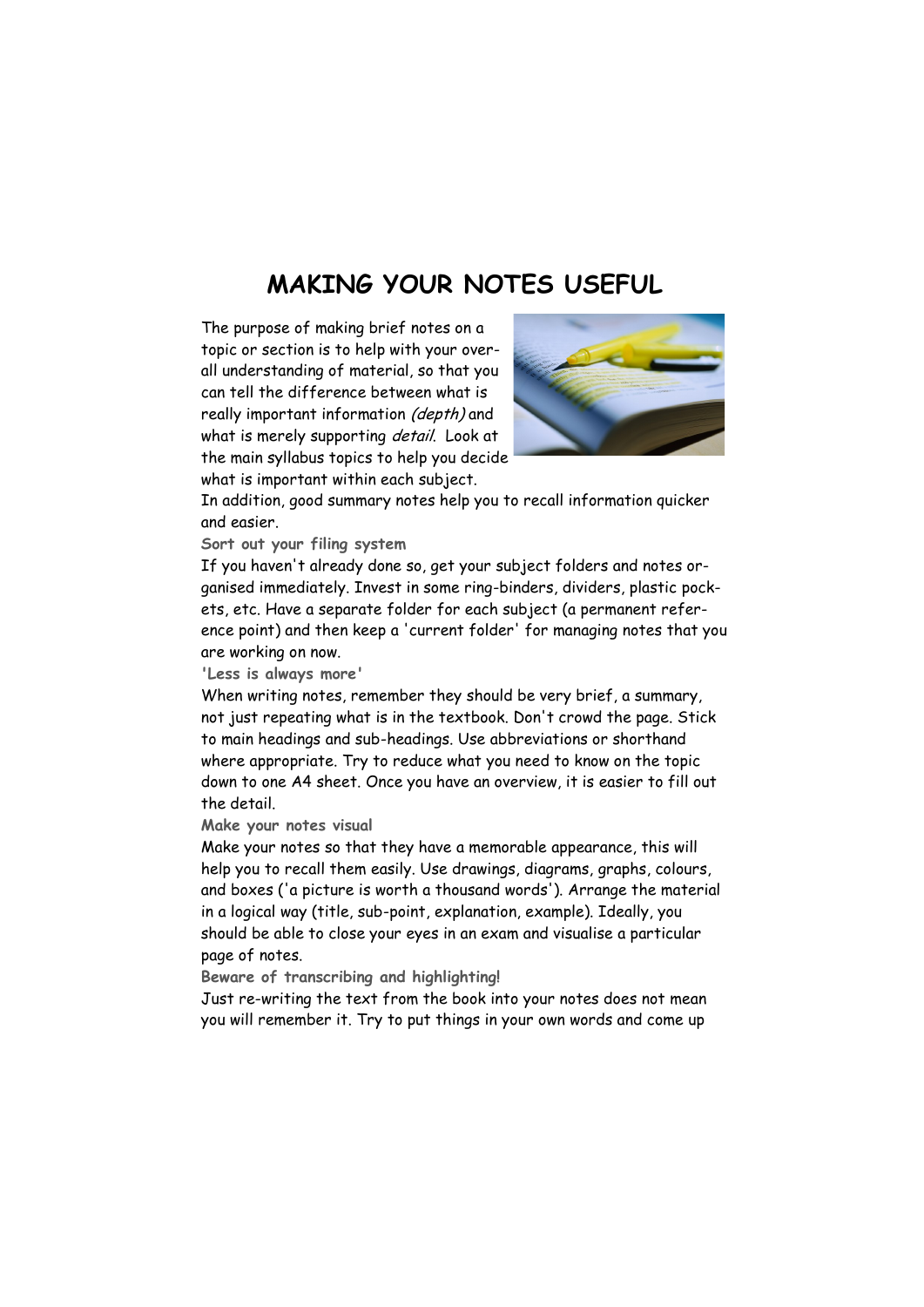# MAKING YOUR NOTES USEFUL

The purpose of making brief notes on a topic or section is to help with your overall understanding of material, so that you can tell the difference between what is really important information *(depth)* and what is merely supporting *detail*. Look at the main syllabus topics to help you decide what is important within each subject.

In addition, good summary notes help you to recall information quicker and easier.

**Sort out your filing system**

If you haven't already done so, get your subject folders and notes organised immediately. Invest in some ring-binders, dividers, plastic pockets, etc. Have a separate folder for each subject (a permanent reference point) and then keep a 'current folder' for managing notes that you are working on now.

**'Less is always more'**

When writing notes, remember they should be very brief, a summary, not just repeating what is in the textbook. Don't crowd the page. Stick to main headings and sub-headings. Use abbreviations or shorthand where appropriate. Try to reduce what you need to know on the topic down to one A4 sheet. Once you have an overview, it is easier to fill out the detail.

**Make your notes visual**

Make your notes so that they have a memorable appearance, this will help you to recall them easily. Use drawings, diagrams, graphs, colours, and boxes ('a picture is worth a thousand words'). Arrange the material in a logical way (title, sub-point, explanation, example). Ideally, you should be able to close your eyes in an exam and visualise a particular page of notes.

**Beware of transcribing and highlighting!**

Just re-writing the text from the book into your notes does not mean you will remember it. Try to put things in your own words and come up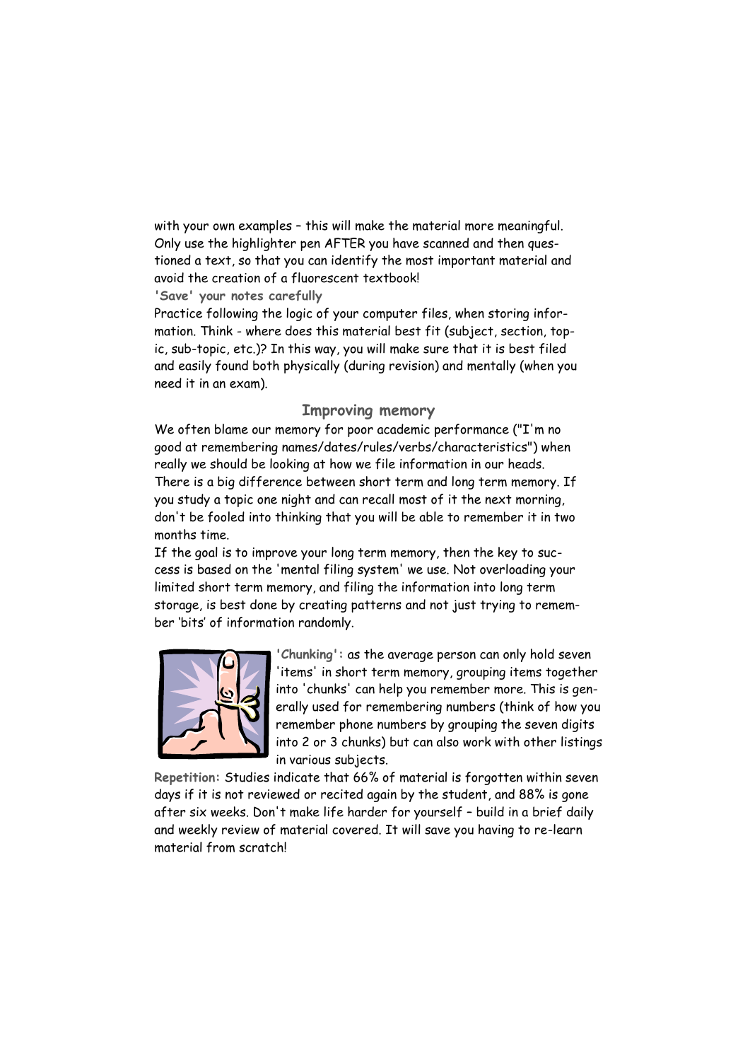with your own examples – this will make the material more meaningful. Only use the highlighter pen AFTER you have scanned and then questioned a text, so that you can identify the most important material and avoid the creation of a fluorescent textbook!

**'Save' your notes carefully**

Practice following the logic of your computer files, when storing information. Think - where does this material best fit (subject, section, topic, sub-topic, etc.)? In this way, you will make sure that it is best filed and easily found both physically (during revision) and mentally (when you need it in an exam).

## Improving memory

We often blame our memory for poor academic performance ("I'm no good at remembering names/dates/rules/verbs/characteristics") when really we should be looking at how we file information in our heads. There is a big difference between short term and long term memory. If you study a topic one night and can recall most of it the next morning, don't be fooled into thinking that you will be able to remember it in two months time.

If the goal is to improve your long term memory, then the key to success is based on the 'mental filing system' we use. Not overloading your limited short term memory, and filing the information into long term storage, is best done by creating patterns and not just trying to remember 'bits' of information randomly.

**'Chunking':** as the average person can only hold seven 'items' in short term memory, grouping items together into 'chunks' can help you remember more. This is generally used for remembering numbers (think of how you remember phone numbers by grouping the seven digits into 2 or 3 chunks) but can also work with other listings in various subjects.

**Repetition:** Studies indicate that 66% of material is forgotten within seven days if it is not reviewed or recited again by the student, and 88% is gone after six weeks. Don't make life harder for yourself – build in a brief daily and weekly review of material covered. It will save you having to re-learn material from scratch!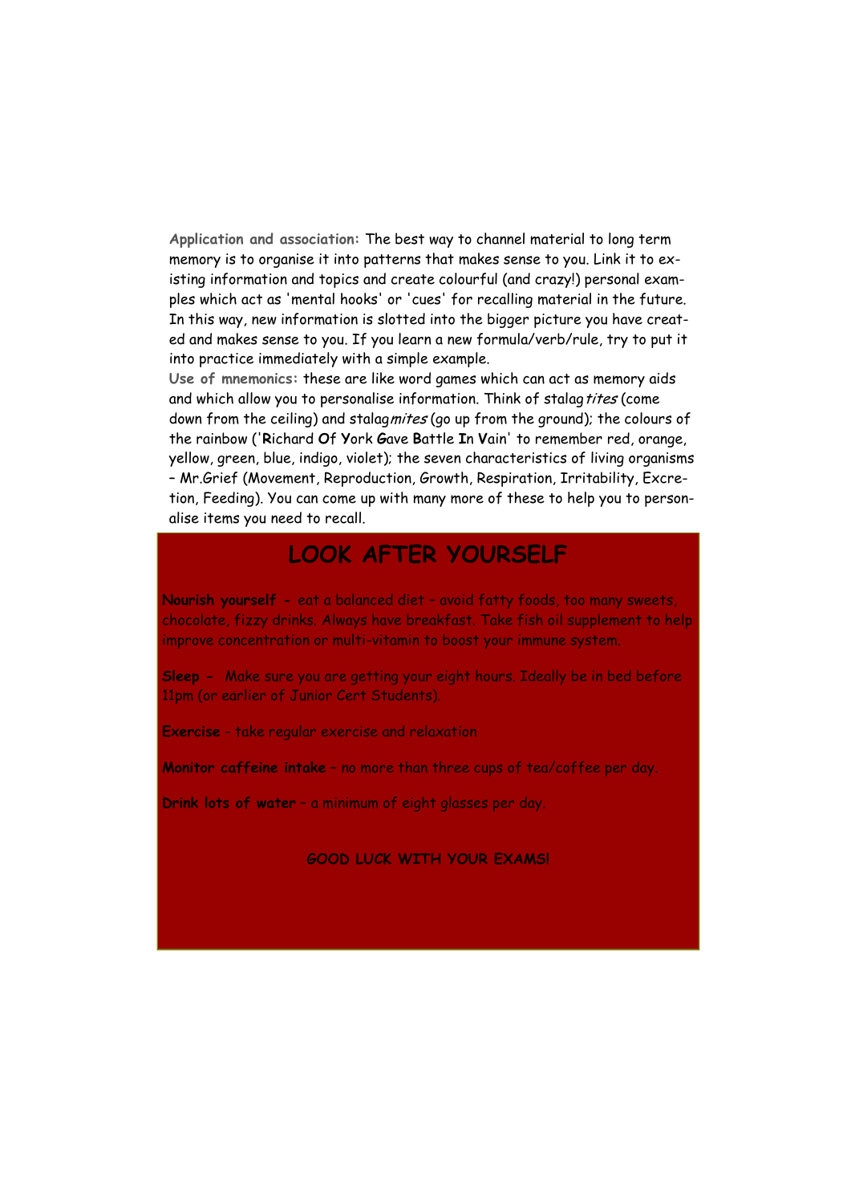**Application and association:** The best way to channel material to long term memory is to organise it into patterns that makes sense to you. Link it to existing information and topics and create colourful (and crazy!) personal examples which act as 'mental hooks' or 'cues' for recalling material in the future. In this way, new information is slotted into the bigger picture you have created and makes sense to you. If you learn a new formula/verb/rule, try to put it into practice immediately with a simple example.

**Use of mnemonics:** these are like word games which can act as memory aids and which allow you to personalise information. Think of stalag*tites* (come down from the ceiling) and stalag*mites* (go up from the ground); the colours of the rainbow ('**R**ichard **O**f **Y**ork **G**ave **B**attle **I**n **V**ain' to remember red, orange, yellow, green, blue, indigo, violet); the seven characteristics of living organisms – Mr.Grief (Movement, Reproduction, Growth, Respiration, Irritability, Excretion, Feeding). You can come up with many more of these to help you to personalise items you need to recall.

# LOOK AFTER YOURSELF

**Nourish yourself** – eat a balanced diet – avoid fatty foods, too many sweets, chocolate, fizzy drinks. Always have breakfast. Take fish oil supplement to help improve concentration or multi-vitamin to boost your immune system.

**Sleep** – Make sure you are getting your eight hours. Ideally be in bed before 11pm (or earlier of Junior Cert Students).

**Exercise** - take regular exercise and relaxation

**Monitor caffeine intake** – no more than three cups of tea/coffee per day.

**Drink lots of water** – a minimum of eight glasses per day.

**GOOD LUCK WITH YOUR EXAMS!**